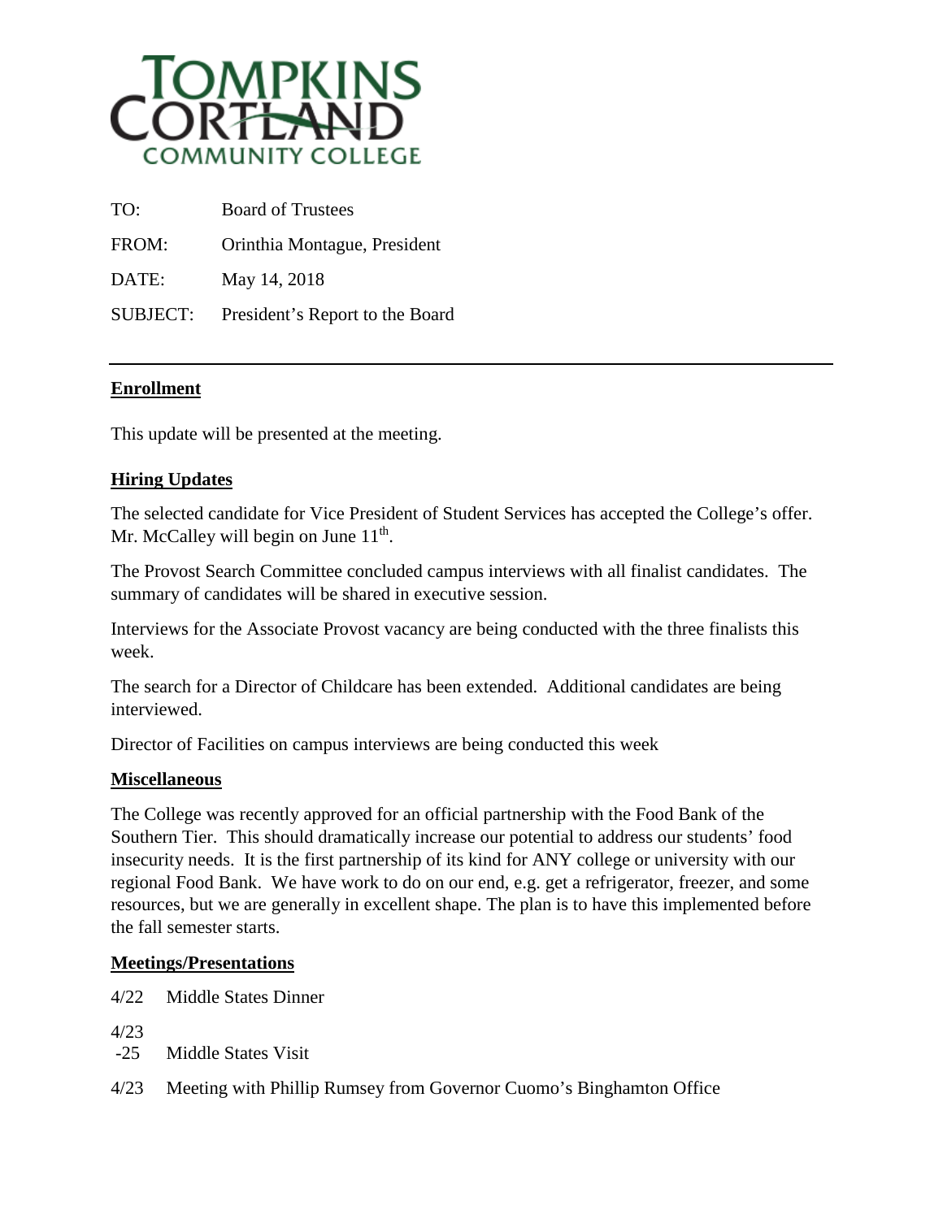TOMPKINS CORTLAND COMMUNITY COLLEGE

TO: Board of Trustees

FROM: Orinthia Montague, President

DATE: May 14, 2018

SUBJECT: President's Report to the Board

---

**Enrollment**

This update will be presented at the meeting.

**Hiring Updates**

The selected candidate for Vice President of Student Services has accepted the College's offer. Mr. McCalley will begin on June 11th.

The Provost Search Committee concluded campus interviews with all finalist candidates. The summary of candidates will be shared in executive session.

Interviews for the Associate Provost vacancy are being conducted with the three finalists this week.

The search for a Director of Childcare has been extended. Additional candidates are being interviewed.

Director of Facilities on campus interviews are being conducted this week

**Miscellaneous**

The College was recently approved for an official partnership with the Food Bank of the Southern Tier. This should dramatically increase our potential to address our students' food insecurity needs. It is the first partnership of its kind for ANY college or university with our regional Food Bank. We have work to do on our end, e.g. get a refrigerator, freezer, and some resources, but we are generally in excellent shape. The plan is to have this implemented before the fall semester starts.

**Meetings/Presentations**

4/22 Middle States Dinner

4/23-25 Middle States Visit

4/23 Meeting with Phillip Rumsey from Governor Cuomo's Binghamton Office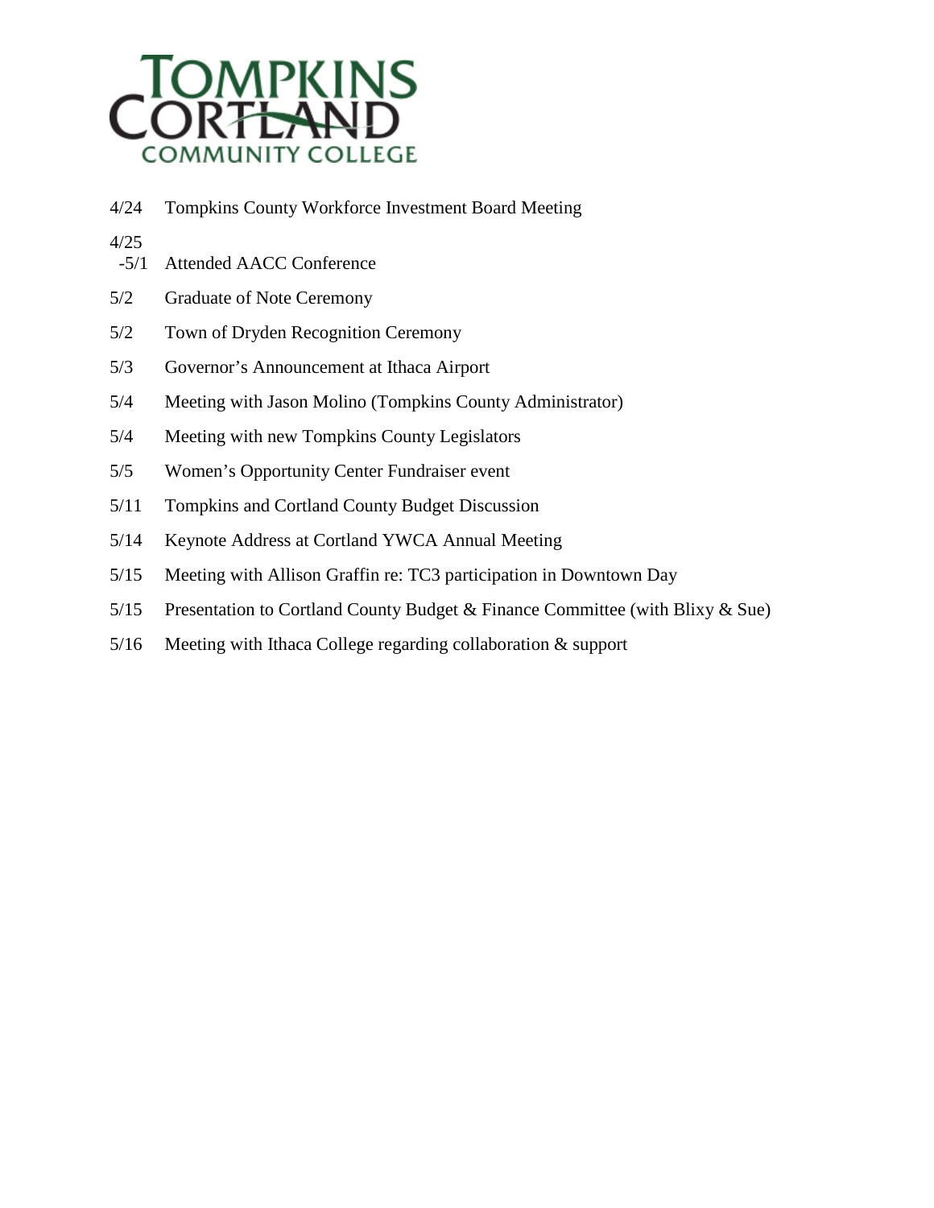TOMPKINS CORTLAND COMMUNITY COLLEGE

| | |
|---|---|
| 4/24 | Tompkins County Workforce Investment Board Meeting |
| 4/25 -5/1 | Attended AACC Conference |
| 5/2 | Graduate of Note Ceremony |
| 5/2 | Town of Dryden Recognition Ceremony |
| 5/3 | Governor's Announcement at Ithaca Airport |
| 5/4 | Meeting with Jason Molino (Tompkins County Administrator) |
| 5/4 | Meeting with new Tompkins County Legislators |
| 5/5 | Women's Opportunity Center Fundraiser event |
| 5/11 | Tompkins and Cortland County Budget Discussion |
| 5/14 | Keynote Address at Cortland YWCA Annual Meeting |
| 5/15 | Meeting with Allison Graffin re: TC3 participation in Downtown Day |
| 5/15 | Presentation to Cortland County Budget & Finance Committee (with Blixy & Sue) |
| 5/16 | Meeting with Ithaca College regarding collaboration & support |